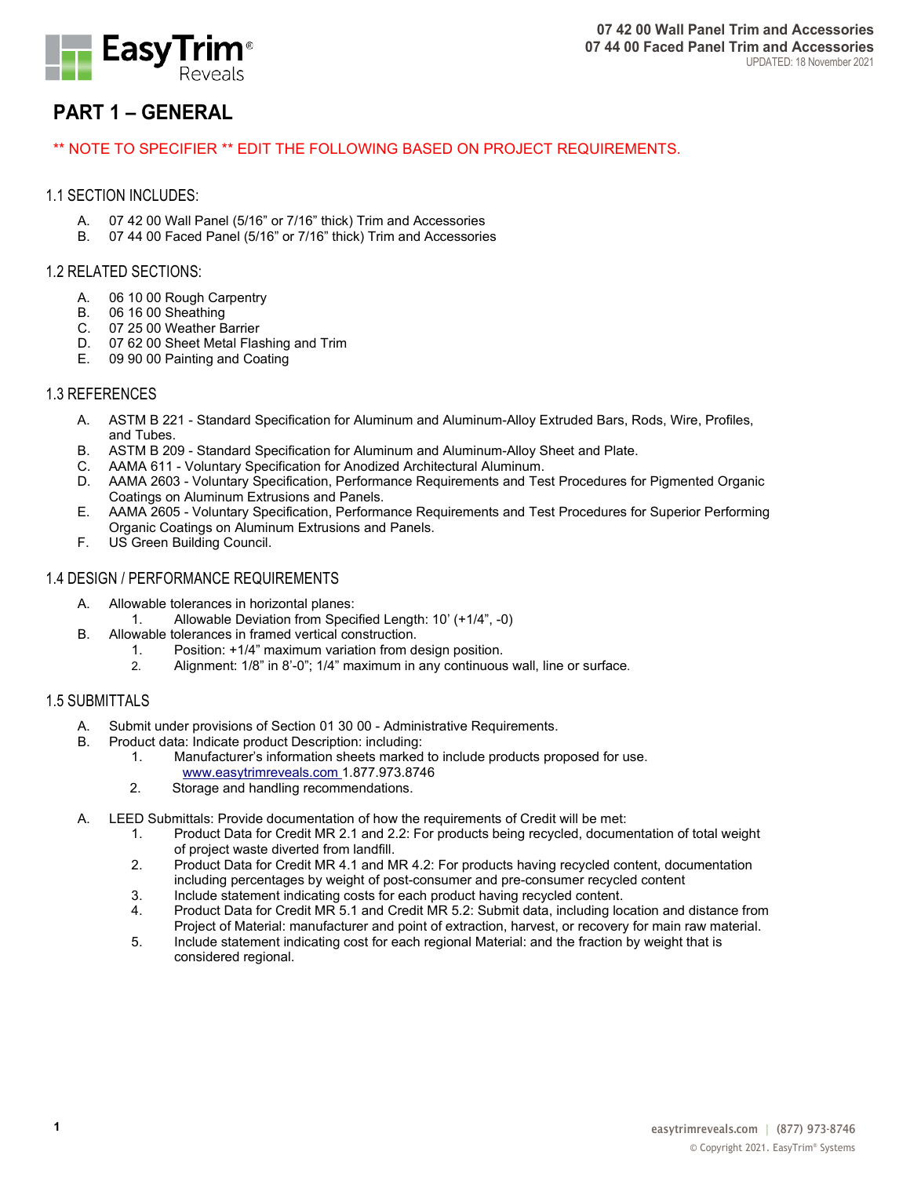07 42 00 Wall Panel Trim and Accessories
07 44 00 Faced Panel Trim and Accessories
UPDATED: 18 November 2021

# PART 1 – GENERAL

** NOTE TO SPECIFIER ** EDIT THE FOLLOWING BASED ON PROJECT REQUIREMENTS.

## 1.1 SECTION INCLUDES:

A. 07 42 00 Wall Panel (5/16" or 7/16" thick) Trim and Accessories
B. 07 44 00 Faced Panel (5/16" or 7/16" thick) Trim and Accessories

## 1.2 RELATED SECTIONS:

A. 06 10 00 Rough Carpentry
B. 06 16 00 Sheathing
C. 07 25 00 Weather Barrier
D. 07 62 00 Sheet Metal Flashing and Trim
E. 09 90 00 Painting and Coating

## 1.3 REFERENCES

A. ASTM B 221 - Standard Specification for Aluminum and Aluminum-Alloy Extruded Bars, Rods, Wire, Profiles, and Tubes.
B. ASTM B 209 - Standard Specification for Aluminum and Aluminum-Alloy Sheet and Plate.
C. AAMA 611 - Voluntary Specification for Anodized Architectural Aluminum.
D. AAMA 2603 - Voluntary Specification, Performance Requirements and Test Procedures for Pigmented Organic Coatings on Aluminum Extrusions and Panels.
E. AAMA 2605 - Voluntary Specification, Performance Requirements and Test Procedures for Superior Performing Organic Coatings on Aluminum Extrusions and Panels.
F. US Green Building Council.

## 1.4 DESIGN / PERFORMANCE REQUIREMENTS

A. Allowable tolerances in horizontal planes:
   1. Allowable Deviation from Specified Length: 10' (+1/4", -0)
B. Allowable tolerances in framed vertical construction.
   1. Position: +1/4" maximum variation from design position.
   2. Alignment: 1/8" in 8'-0"; 1/4" maximum in any continuous wall, line or surface.

## 1.5 SUBMITTALS

A. Submit under provisions of Section 01 30 00 - Administrative Requirements.
B. Product data: Indicate product Description: including:
   1. Manufacturer's information sheets marked to include products proposed for use. www.easytrimreveals.com 1.877.973.8746
   2. Storage and handling recommendations.

A. LEED Submittals: Provide documentation of how the requirements of Credit will be met:
   1. Product Data for Credit MR 2.1 and 2.2: For products being recycled, documentation of total weight of project waste diverted from landfill.
   2. Product Data for Credit MR 4.1 and MR 4.2: For products having recycled content, documentation including percentages by weight of post-consumer and pre-consumer recycled content
   3. Include statement indicating costs for each product having recycled content.
   4. Product Data for Credit MR 5.1 and Credit MR 5.2: Submit data, including location and distance from Project of Material: manufacturer and point of extraction, harvest, or recovery for main raw material.
   5. Include statement indicating cost for each regional Material: and the fraction by weight that is considered regional.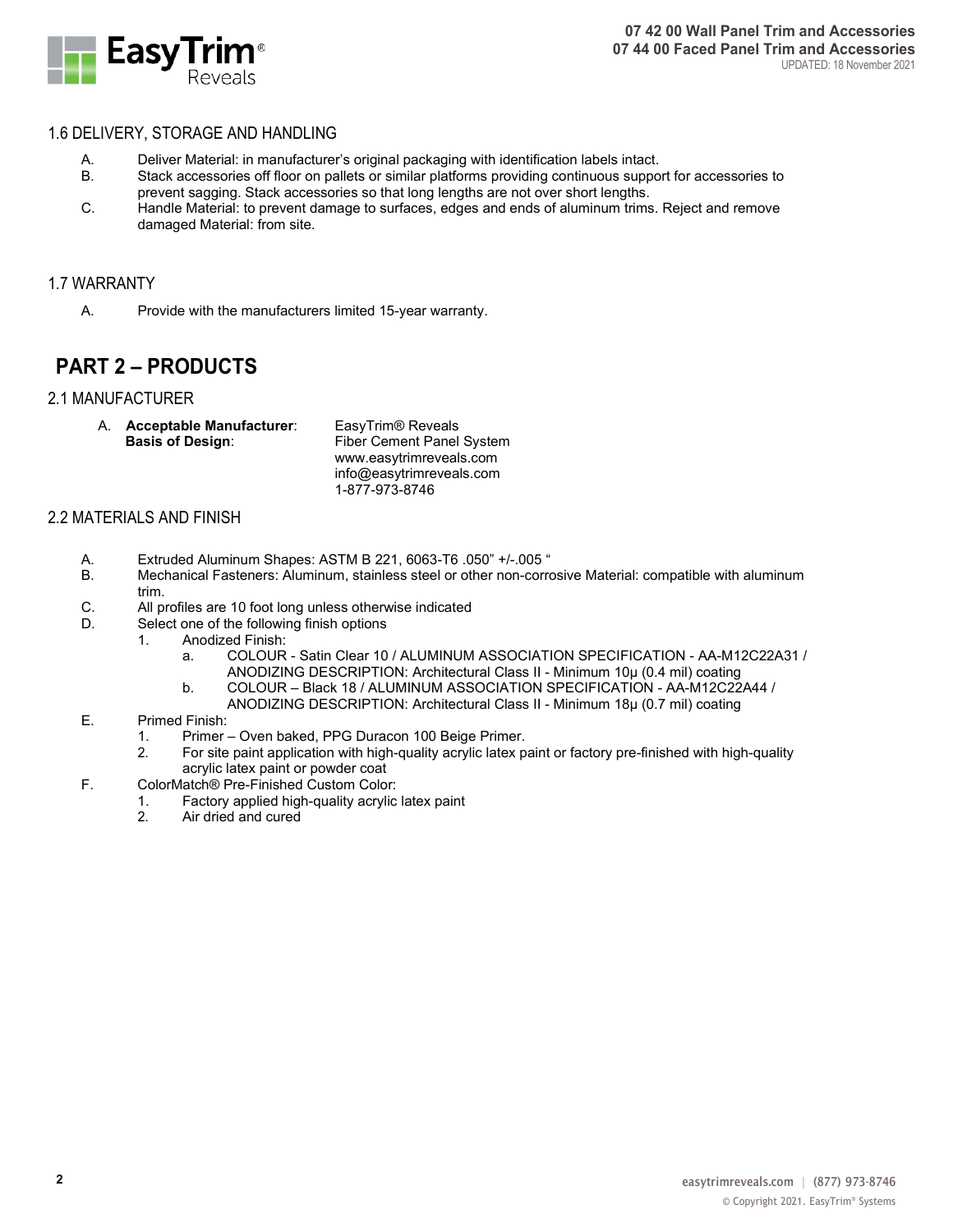## 1.6 DELIVERY, STORAGE AND HANDLING

A. Deliver Material: in manufacturer's original packaging with identification labels intact.

B. Stack accessories off floor on pallets or similar platforms providing continuous support for accessories to prevent sagging. Stack accessories so that long lengths are not over short lengths.

C. Handle Material: to prevent damage to surfaces, edges and ends of aluminum trims. Reject and remove damaged Material: from site.

## 1.7 WARRANTY

A. Provide with the manufacturers limited 15-year warranty.

# PART 2 – PRODUCTS

## 2.1 MANUFACTURER

A. **Acceptable Manufacturer**: EasyTrim® Reveals
**Basis of Design**: Fiber Cement Panel System
www.easytrimreveals.com
info@easytrimreveals.com
1-877-973-8746

## 2.2 MATERIALS AND FINISH

A. Extruded Aluminum Shapes: ASTM B 221, 6063-T6 .050" +/-.005 "

B. Mechanical Fasteners: Aluminum, stainless steel or other non-corrosive Material: compatible with aluminum trim.

C. All profiles are 10 foot long unless otherwise indicated

D. Select one of the following finish options
   1. Anodized Finish:
      a. COLOUR - Satin Clear 10 / ALUMINUM ASSOCIATION SPECIFICATION - AA-M12C22A31 / ANODIZING DESCRIPTION: Architectural Class II - Minimum 10μ (0.4 mil) coating
      b. COLOUR – Black 18 / ALUMINUM ASSOCIATION SPECIFICATION - AA-M12C22A44 / ANODIZING DESCRIPTION: Architectural Class II - Minimum 18μ (0.7 mil) coating

E. Primed Finish:
   1. Primer – Oven baked, PPG Duracon 100 Beige Primer.
   2. For site paint application with high-quality acrylic latex paint or factory pre-finished with high-quality acrylic latex paint or powder coat

F. ColorMatch® Pre-Finished Custom Color:
   1. Factory applied high-quality acrylic latex paint
   2. Air dried and cured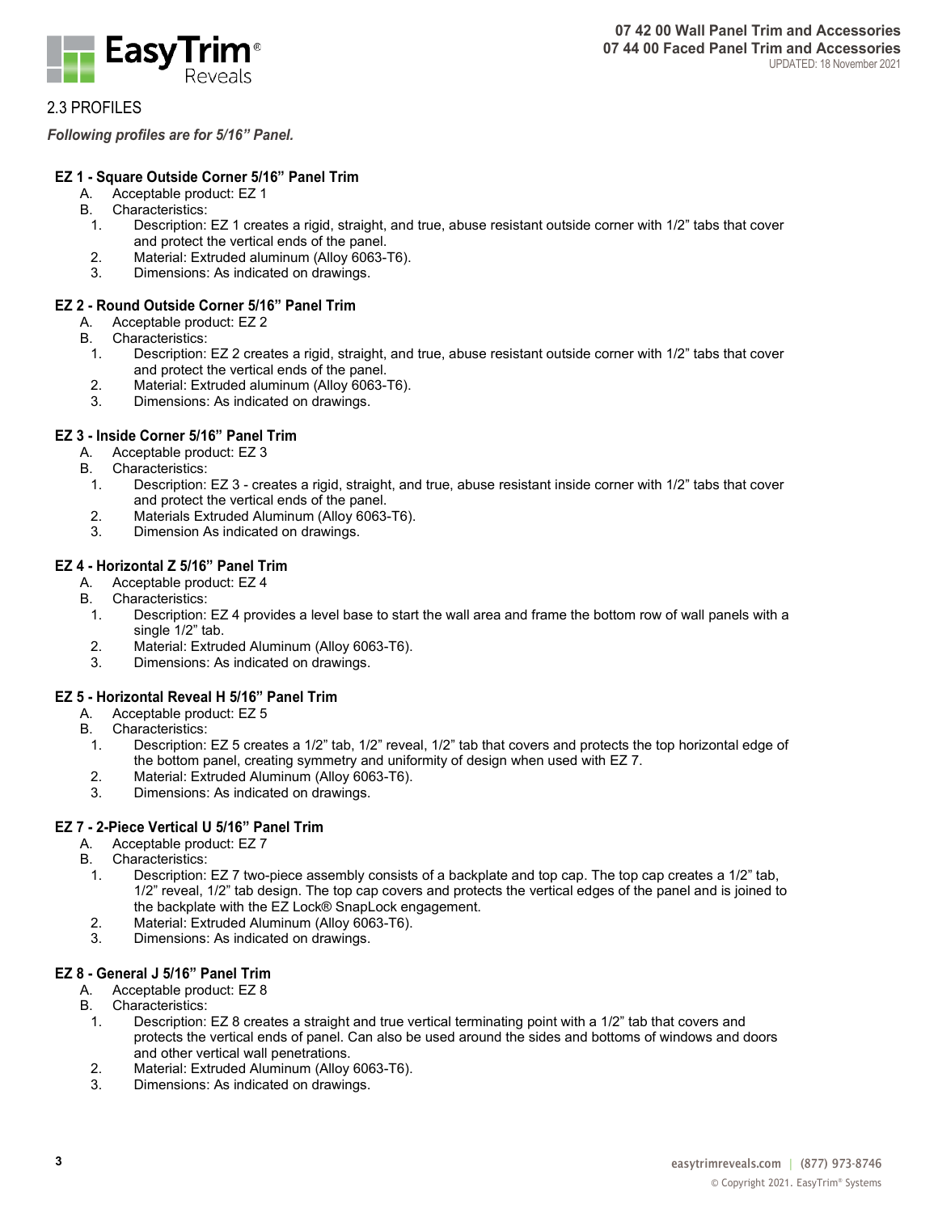## 2.3 PROFILES

***Following profiles are for 5/16" Panel.***

### EZ 1 - Square Outside Corner 5/16" Panel Trim

A. Acceptable product: EZ 1

B. Characteristics:

1. Description: EZ 1 creates a rigid, straight, and true, abuse resistant outside corner with 1/2" tabs that cover and protect the vertical ends of the panel.
2. Material: Extruded aluminum (Alloy 6063-T6).
3. Dimensions: As indicated on drawings.

### EZ 2 - Round Outside Corner 5/16" Panel Trim

A. Acceptable product: EZ 2

B. Characteristics:

1. Description: EZ 2 creates a rigid, straight, and true, abuse resistant outside corner with 1/2" tabs that cover and protect the vertical ends of the panel.
2. Material: Extruded aluminum (Alloy 6063-T6).
3. Dimensions: As indicated on drawings.

### EZ 3 - Inside Corner 5/16" Panel Trim

A. Acceptable product: EZ 3

B. Characteristics:

1. Description: EZ 3 - creates a rigid, straight, and true, abuse resistant inside corner with 1/2" tabs that cover and protect the vertical ends of the panel.
2. Materials Extruded Aluminum (Alloy 6063-T6).
3. Dimension As indicated on drawings.

### EZ 4 - Horizontal Z 5/16" Panel Trim

A. Acceptable product: EZ 4

B. Characteristics:

1. Description: EZ 4 provides a level base to start the wall area and frame the bottom row of wall panels with a single 1/2" tab.
2. Material: Extruded Aluminum (Alloy 6063-T6).
3. Dimensions: As indicated on drawings.

### EZ 5 - Horizontal Reveal H 5/16" Panel Trim

A. Acceptable product: EZ 5

B. Characteristics:

1. Description: EZ 5 creates a 1/2" tab, 1/2" reveal, 1/2" tab that covers and protects the top horizontal edge of the bottom panel, creating symmetry and uniformity of design when used with EZ 7.
2. Material: Extruded Aluminum (Alloy 6063-T6).
3. Dimensions: As indicated on drawings.

### EZ 7 - 2-Piece Vertical U 5/16" Panel Trim

A. Acceptable product: EZ 7

B. Characteristics:

1. Description: EZ 7 two-piece assembly consists of a backplate and top cap. The top cap creates a 1/2" tab, 1/2" reveal, 1/2" tab design. The top cap covers and protects the vertical edges of the panel and is joined to the backplate with the EZ Lock® SnapLock engagement.
2. Material: Extruded Aluminum (Alloy 6063-T6).
3. Dimensions: As indicated on drawings.

### EZ 8 - General J 5/16" Panel Trim

A. Acceptable product: EZ 8

B. Characteristics:

1. Description: EZ 8 creates a straight and true vertical terminating point with a 1/2" tab that covers and protects the vertical ends of panel. Can also be used around the sides and bottoms of windows and doors and other vertical wall penetrations.
2. Material: Extruded Aluminum (Alloy 6063-T6).
3. Dimensions: As indicated on drawings.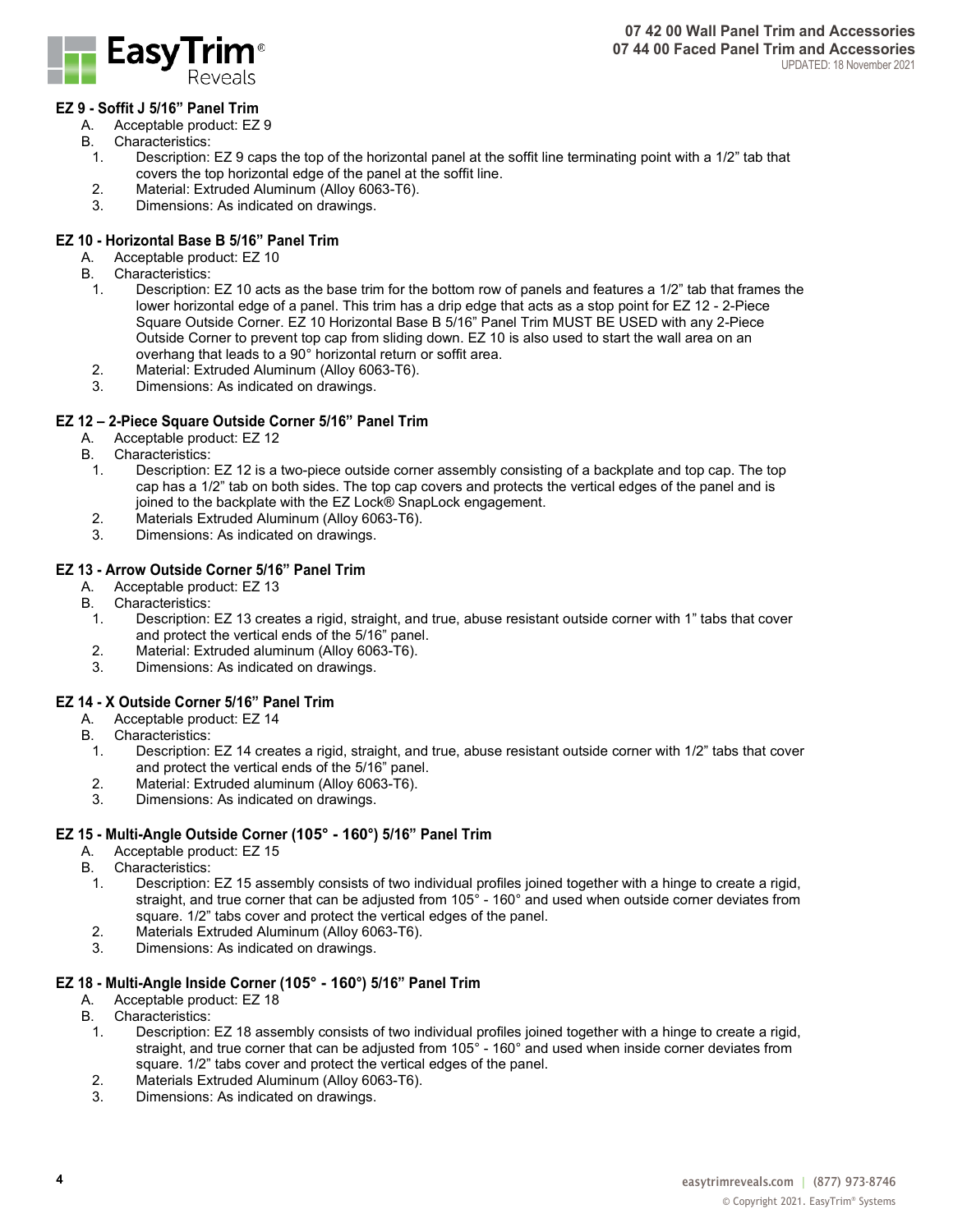### EZ 9 - Soffit J 5/16" Panel Trim

A. Acceptable product: EZ 9

B. Characteristics:

1. Description: EZ 9 caps the top of the horizontal panel at the soffit line terminating point with a 1/2" tab that covers the top horizontal edge of the panel at the soffit line.
2. Material: Extruded Aluminum (Alloy 6063-T6).
3. Dimensions: As indicated on drawings.

### EZ 10 - Horizontal Base B 5/16" Panel Trim

A. Acceptable product: EZ 10

B. Characteristics:

1. Description: EZ 10 acts as the base trim for the bottom row of panels and features a 1/2" tab that frames the lower horizontal edge of a panel. This trim has a drip edge that acts as a stop point for EZ 12 - 2-Piece Square Outside Corner. EZ 10 Horizontal Base B 5/16" Panel Trim MUST BE USED with any 2-Piece Outside Corner to prevent top cap from sliding down. EZ 10 is also used to start the wall area on an overhang that leads to a 90° horizontal return or soffit area.
2. Material: Extruded Aluminum (Alloy 6063-T6).
3. Dimensions: As indicated on drawings.

### EZ 12 – 2-Piece Square Outside Corner 5/16" Panel Trim

A. Acceptable product: EZ 12

B. Characteristics:

1. Description: EZ 12 is a two-piece outside corner assembly consisting of a backplate and top cap. The top cap has a 1/2" tab on both sides. The top cap covers and protects the vertical edges of the panel and is joined to the backplate with the EZ Lock® SnapLock engagement.
2. Materials Extruded Aluminum (Alloy 6063-T6).
3. Dimensions: As indicated on drawings.

### EZ 13 - Arrow Outside Corner 5/16" Panel Trim

A. Acceptable product: EZ 13

B. Characteristics:

1. Description: EZ 13 creates a rigid, straight, and true, abuse resistant outside corner with 1" tabs that cover and protect the vertical ends of the 5/16" panel.
2. Material: Extruded aluminum (Alloy 6063-T6).
3. Dimensions: As indicated on drawings.

### EZ 14 - X Outside Corner 5/16" Panel Trim

A. Acceptable product: EZ 14

B. Characteristics:

1. Description: EZ 14 creates a rigid, straight, and true, abuse resistant outside corner with 1/2" tabs that cover and protect the vertical ends of the 5/16" panel.
2. Material: Extruded aluminum (Alloy 6063-T6).
3. Dimensions: As indicated on drawings.

### EZ 15 - Multi-Angle Outside Corner (105° - 160°) 5/16" Panel Trim

A. Acceptable product: EZ 15

B. Characteristics:

1. Description: EZ 15 assembly consists of two individual profiles joined together with a hinge to create a rigid, straight, and true corner that can be adjusted from 105° - 160° and used when outside corner deviates from square. 1/2" tabs cover and protect the vertical edges of the panel.
2. Materials Extruded Aluminum (Alloy 6063-T6).
3. Dimensions: As indicated on drawings.

### EZ 18 - Multi-Angle Inside Corner (105° - 160°) 5/16" Panel Trim

A. Acceptable product: EZ 18

B. Characteristics:

1. Description: EZ 18 assembly consists of two individual profiles joined together with a hinge to create a rigid, straight, and true corner that can be adjusted from 105° - 160° and used when inside corner deviates from square. 1/2" tabs cover and protect the vertical edges of the panel.
2. Materials Extruded Aluminum (Alloy 6063-T6).
3. Dimensions: As indicated on drawings.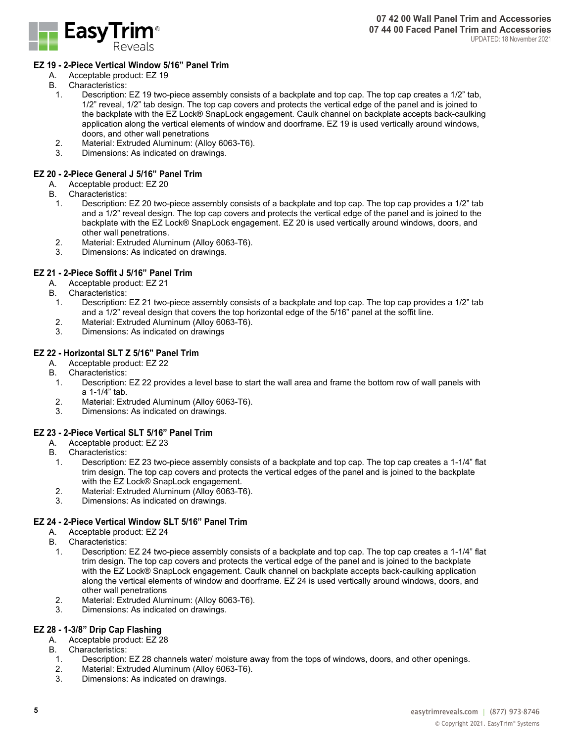## EZ 19 - 2-Piece Vertical Window 5/16" Panel Trim

A. Acceptable product: EZ 19

B. Characteristics:

1. Description: EZ 19 two-piece assembly consists of a backplate and top cap. The top cap creates a 1/2" tab, 1/2" reveal, 1/2" tab design. The top cap covers and protects the vertical edge of the panel and is joined to the backplate with the EZ Lock® SnapLock engagement. Caulk channel on backplate accepts back-caulking application along the vertical elements of window and doorframe. EZ 19 is used vertically around windows, doors, and other wall penetrations
2. Material: Extruded Aluminum: (Alloy 6063-T6).
3. Dimensions: As indicated on drawings.

## EZ 20 - 2-Piece General J 5/16" Panel Trim

A. Acceptable product: EZ 20

B. Characteristics:

1. Description: EZ 20 two-piece assembly consists of a backplate and top cap. The top cap provides a 1/2" tab and a 1/2" reveal design. The top cap covers and protects the vertical edge of the panel and is joined to the backplate with the EZ Lock® SnapLock engagement. EZ 20 is used vertically around windows, doors, and other wall penetrations.
2. Material: Extruded Aluminum (Alloy 6063-T6).
3. Dimensions: As indicated on drawings.

## EZ 21 - 2-Piece Soffit J 5/16" Panel Trim

A. Acceptable product: EZ 21

B. Characteristics:

1. Description: EZ 21 two-piece assembly consists of a backplate and top cap. The top cap provides a 1/2" tab and a 1/2" reveal design that covers the top horizontal edge of the 5/16" panel at the soffit line.
2. Material: Extruded Aluminum (Alloy 6063-T6).
3. Dimensions: As indicated on drawings

## EZ 22 - Horizontal SLT Z 5/16" Panel Trim

A. Acceptable product: EZ 22

B. Characteristics:

1. Description: EZ 22 provides a level base to start the wall area and frame the bottom row of wall panels with a 1-1/4" tab.
2. Material: Extruded Aluminum (Alloy 6063-T6).
3. Dimensions: As indicated on drawings.

## EZ 23 - 2-Piece Vertical SLT 5/16" Panel Trim

A. Acceptable product: EZ 23

B. Characteristics:

1. Description: EZ 23 two-piece assembly consists of a backplate and top cap. The top cap creates a 1-1/4" flat trim design. The top cap covers and protects the vertical edges of the panel and is joined to the backplate with the EZ Lock® SnapLock engagement.
2. Material: Extruded Aluminum (Alloy 6063-T6).
3. Dimensions: As indicated on drawings.

## EZ 24 - 2-Piece Vertical Window SLT 5/16" Panel Trim

A. Acceptable product: EZ 24

B. Characteristics:

1. Description: EZ 24 two-piece assembly consists of a backplate and top cap. The top cap creates a 1-1/4" flat trim design. The top cap covers and protects the vertical edge of the panel and is joined to the backplate with the EZ Lock® SnapLock engagement. Caulk channel on backplate accepts back-caulking application along the vertical elements of window and doorframe. EZ 24 is used vertically around windows, doors, and other wall penetrations
2. Material: Extruded Aluminum: (Alloy 6063-T6).
3. Dimensions: As indicated on drawings.

## EZ 28 - 1-3/8" Drip Cap Flashing

A. Acceptable product: EZ 28

B. Characteristics:

1. Description: EZ 28 channels water/ moisture away from the tops of windows, doors, and other openings.
2. Material: Extruded Aluminum (Alloy 6063-T6).
3. Dimensions: As indicated on drawings.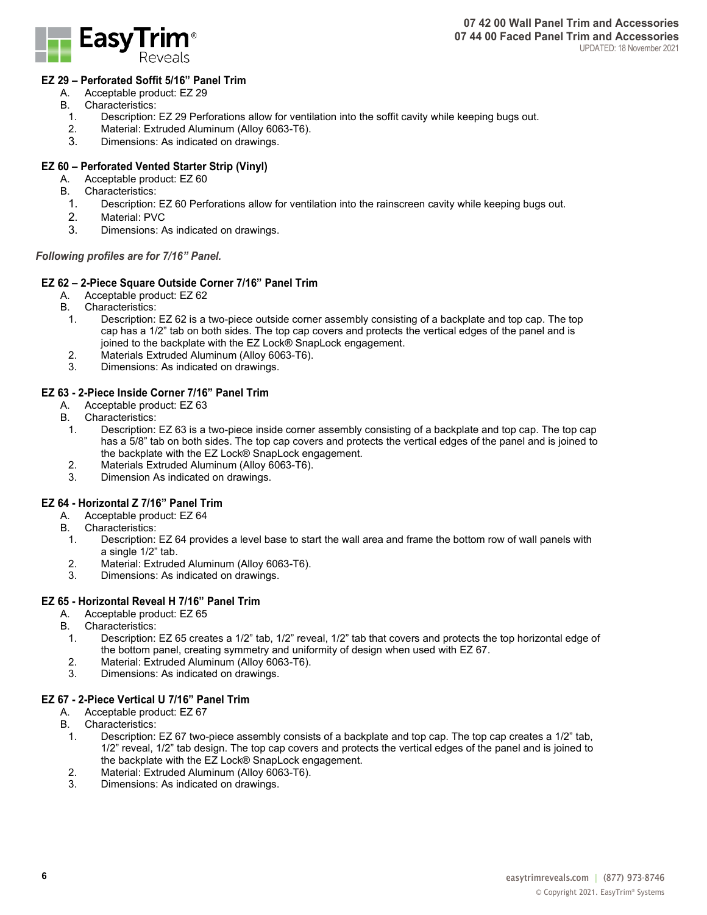### EZ 29 – Perforated Soffit 5/16" Panel Trim

A. Acceptable product: EZ 29

B. Characteristics:

1. Description: EZ 29 Perforations allow for ventilation into the soffit cavity while keeping bugs out.
2. Material: Extruded Aluminum (Alloy 6063-T6).
3. Dimensions: As indicated on drawings.

### EZ 60 – Perforated Vented Starter Strip (Vinyl)

A. Acceptable product: EZ 60

B. Characteristics:

1. Description: EZ 60 Perforations allow for ventilation into the rainscreen cavity while keeping bugs out.
2. Material: PVC
3. Dimensions: As indicated on drawings.

***Following profiles are for 7/16" Panel.***

### EZ 62 – 2-Piece Square Outside Corner 7/16" Panel Trim

A. Acceptable product: EZ 62

B. Characteristics:

1. Description: EZ 62 is a two-piece outside corner assembly consisting of a backplate and top cap. The top cap has a 1/2" tab on both sides. The top cap covers and protects the vertical edges of the panel and is joined to the backplate with the EZ Lock® SnapLock engagement.
2. Materials Extruded Aluminum (Alloy 6063-T6).
3. Dimensions: As indicated on drawings.

### EZ 63 - 2-Piece Inside Corner 7/16" Panel Trim

A. Acceptable product: EZ 63

B. Characteristics:

1. Description: EZ 63 is a two-piece inside corner assembly consisting of a backplate and top cap. The top cap has a 5/8" tab on both sides. The top cap covers and protects the vertical edges of the panel and is joined to the backplate with the EZ Lock® SnapLock engagement.
2. Materials Extruded Aluminum (Alloy 6063-T6).
3. Dimension As indicated on drawings.

### EZ 64 - Horizontal Z 7/16" Panel Trim

A. Acceptable product: EZ 64

B. Characteristics:

1. Description: EZ 64 provides a level base to start the wall area and frame the bottom row of wall panels with a single 1/2" tab.
2. Material: Extruded Aluminum (Alloy 6063-T6).
3. Dimensions: As indicated on drawings.

### EZ 65 - Horizontal Reveal H 7/16" Panel Trim

A. Acceptable product: EZ 65

B. Characteristics:

1. Description: EZ 65 creates a 1/2" tab, 1/2" reveal, 1/2" tab that covers and protects the top horizontal edge of the bottom panel, creating symmetry and uniformity of design when used with EZ 67.
2. Material: Extruded Aluminum (Alloy 6063-T6).
3. Dimensions: As indicated on drawings.

### EZ 67 - 2-Piece Vertical U 7/16" Panel Trim

A. Acceptable product: EZ 67

B. Characteristics:

1. Description: EZ 67 two-piece assembly consists of a backplate and top cap. The top cap creates a 1/2" tab, 1/2" reveal, 1/2" tab design. The top cap covers and protects the vertical edges of the panel and is joined to the backplate with the EZ Lock® SnapLock engagement.
2. Material: Extruded Aluminum (Alloy 6063-T6).
3. Dimensions: As indicated on drawings.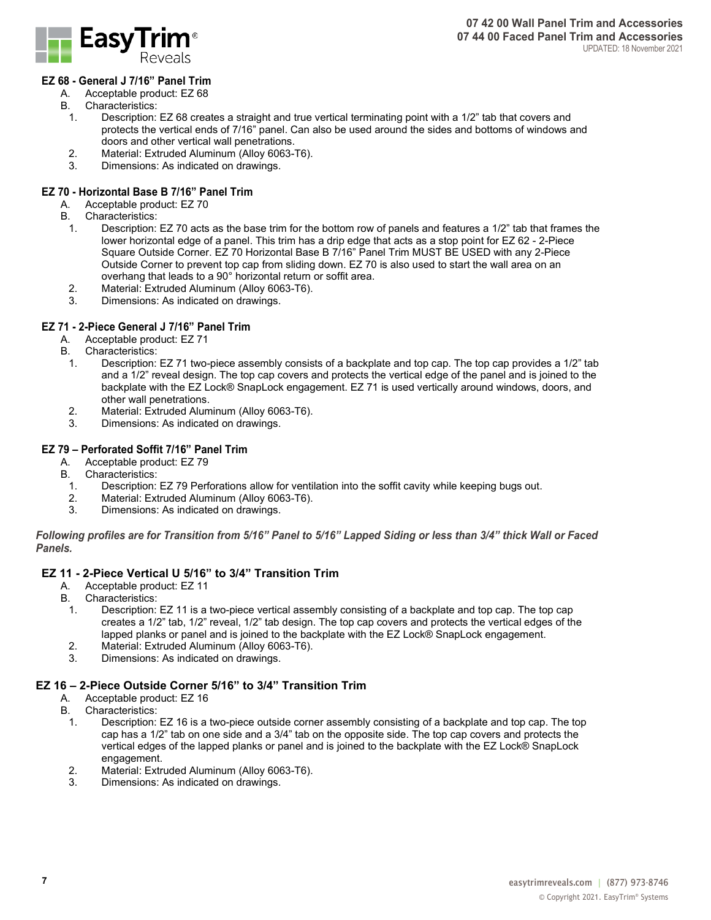### EZ 68 - General J 7/16" Panel Trim

A. Acceptable product: EZ 68

B. Characteristics:

1. Description: EZ 68 creates a straight and true vertical terminating point with a 1/2" tab that covers and protects the vertical ends of 7/16" panel. Can also be used around the sides and bottoms of windows and doors and other vertical wall penetrations.
2. Material: Extruded Aluminum (Alloy 6063-T6).
3. Dimensions: As indicated on drawings.

### EZ 70 - Horizontal Base B 7/16" Panel Trim

A. Acceptable product: EZ 70

B. Characteristics:

1. Description: EZ 70 acts as the base trim for the bottom row of panels and features a 1/2" tab that frames the lower horizontal edge of a panel. This trim has a drip edge that acts as a stop point for EZ 62 - 2-Piece Square Outside Corner. EZ 70 Horizontal Base B 7/16" Panel Trim MUST BE USED with any 2-Piece Outside Corner to prevent top cap from sliding down. EZ 70 is also used to start the wall area on an overhang that leads to a 90° horizontal return or soffit area.
2. Material: Extruded Aluminum (Alloy 6063-T6).
3. Dimensions: As indicated on drawings.

### EZ 71 - 2-Piece General J 7/16" Panel Trim

A. Acceptable product: EZ 71

B. Characteristics:

1. Description: EZ 71 two-piece assembly consists of a backplate and top cap. The top cap provides a 1/2" tab and a 1/2" reveal design. The top cap covers and protects the vertical edge of the panel and is joined to the backplate with the EZ Lock® SnapLock engagement. EZ 71 is used vertically around windows, doors, and other wall penetrations.
2. Material: Extruded Aluminum (Alloy 6063-T6).
3. Dimensions: As indicated on drawings.

### EZ 79 – Perforated Soffit 7/16" Panel Trim

A. Acceptable product: EZ 79

B. Characteristics:

1. Description: EZ 79 Perforations allow for ventilation into the soffit cavity while keeping bugs out.
2. Material: Extruded Aluminum (Alloy 6063-T6).
3. Dimensions: As indicated on drawings.

***Following profiles are for Transition from 5/16" Panel to 5/16" Lapped Siding or less than 3/4" thick Wall or Faced Panels.***

### EZ 11 - 2-Piece Vertical U 5/16" to 3/4" Transition Trim

A. Acceptable product: EZ 11

B. Characteristics:

1. Description: EZ 11 is a two-piece vertical assembly consisting of a backplate and top cap. The top cap creates a 1/2" tab, 1/2" reveal, 1/2" tab design. The top cap covers and protects the vertical edges of the lapped planks or panel and is joined to the backplate with the EZ Lock® SnapLock engagement.
2. Material: Extruded Aluminum (Alloy 6063-T6).
3. Dimensions: As indicated on drawings.

### EZ 16 – 2-Piece Outside Corner 5/16" to 3/4" Transition Trim

A. Acceptable product: EZ 16

B. Characteristics:

1. Description: EZ 16 is a two-piece outside corner assembly consisting of a backplate and top cap. The top cap has a 1/2" tab on one side and a 3/4" tab on the opposite side. The top cap covers and protects the vertical edges of the lapped planks or panel and is joined to the backplate with the EZ Lock® SnapLock engagement.
2. Material: Extruded Aluminum (Alloy 6063-T6).
3. Dimensions: As indicated on drawings.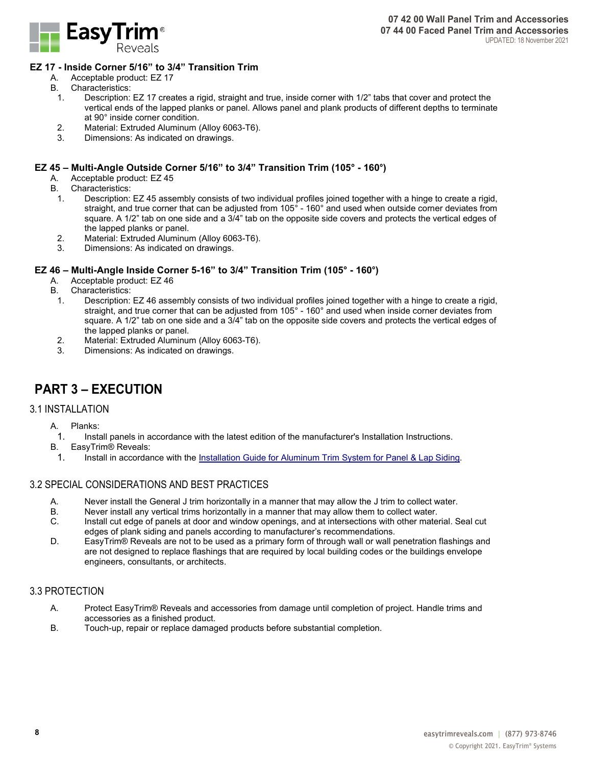### EZ 17 - Inside Corner 5/16” to 3/4” Transition Trim

A. Acceptable product: EZ 17

B. Characteristics:

1. Description: EZ 17 creates a rigid, straight and true, inside corner with 1/2” tabs that cover and protect the vertical ends of the lapped planks or panel. Allows panel and plank products of different depths to terminate at 90° inside corner condition.
2. Material: Extruded Aluminum (Alloy 6063-T6).
3. Dimensions: As indicated on drawings.

### EZ 45 – Multi-Angle Outside Corner 5/16” to 3/4” Transition Trim (105° - 160°)

A. Acceptable product: EZ 45

B. Characteristics:

1. Description: EZ 45 assembly consists of two individual profiles joined together with a hinge to create a rigid, straight, and true corner that can be adjusted from 105° - 160° and used when outside corner deviates from square. A 1/2” tab on one side and a 3/4” tab on the opposite side covers and protects the vertical edges of the lapped planks or panel.
2. Material: Extruded Aluminum (Alloy 6063-T6).
3. Dimensions: As indicated on drawings.

### EZ 46 – Multi-Angle Inside Corner 5-16” to 3/4” Transition Trim (105° - 160°)

A. Acceptable product: EZ 46

B. Characteristics:

1. Description: EZ 46 assembly consists of two individual profiles joined together with a hinge to create a rigid, straight, and true corner that can be adjusted from 105° - 160° and used when inside corner deviates from square. A 1/2” tab on one side and a 3/4” tab on the opposite side covers and protects the vertical edges of the lapped planks or panel.
2. Material: Extruded Aluminum (Alloy 6063-T6).
3. Dimensions: As indicated on drawings.

# PART 3 – EXECUTION

## 3.1 INSTALLATION

A. Planks:

1. Install panels in accordance with the latest edition of the manufacturer's Installation Instructions.

B. EasyTrim® Reveals:

1. Install in accordance with the Installation Guide for Aluminum Trim System for Panel & Lap Siding.

## 3.2 SPECIAL CONSIDERATIONS AND BEST PRACTICES

A. Never install the General J trim horizontally in a manner that may allow the J trim to collect water.

B. Never install any vertical trims horizontally in a manner that may allow them to collect water.

C. Install cut edge of panels at door and window openings, and at intersections with other material. Seal cut edges of plank siding and panels according to manufacturer’s recommendations.

D. EasyTrim® Reveals are not to be used as a primary form of through wall or wall penetration flashings and are not designed to replace flashings that are required by local building codes or the buildings envelope engineers, consultants, or architects.

## 3.3 PROTECTION

A. Protect EasyTrim® Reveals and accessories from damage until completion of project. Handle trims and accessories as a finished product.

B. Touch-up, repair or replace damaged products before substantial completion.